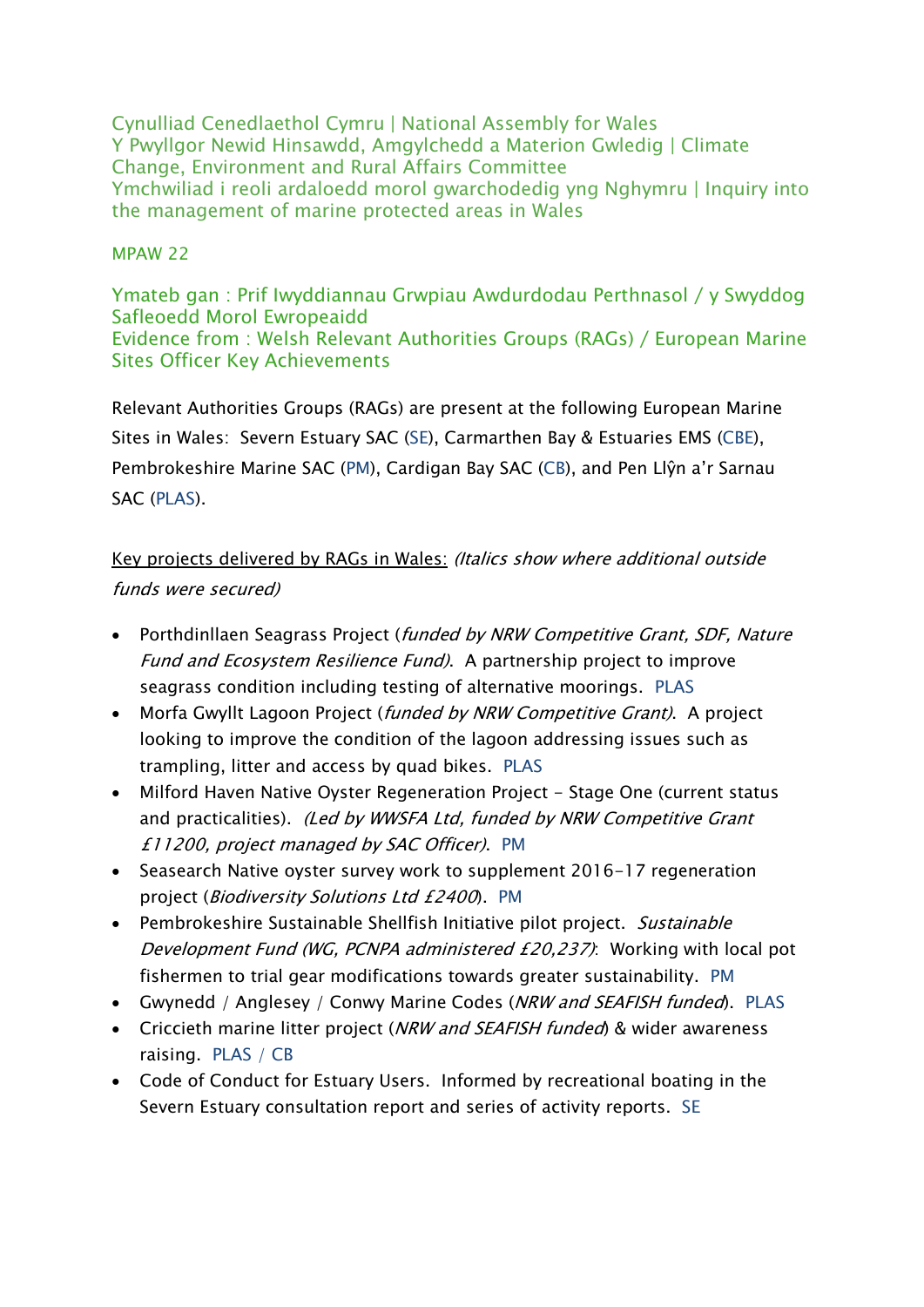Cynulliad Cenedlaethol Cymru | National Assembly for Wales
Y Pwyllgor Newid Hinsawdd, Amgylchedd a Materion Gwledig | Climate Change, Environment and Rural Affairs Committee
Ymchwiliad i reoli ardaloedd morol gwarchodedig yng Nghymru | Inquiry into the management of marine protected areas in Wales

MPAW 22

Ymateb gan : Prif Iwyddiannau Grwpiau Awdurdodau Perthnasol / y Swyddog Safleoedd Morol Ewropeaidd
Evidence from : Welsh Relevant Authorities Groups (RAGs) / European Marine Sites Officer Key Achievements

Relevant Authorities Groups (RAGs) are present at the following European Marine Sites in Wales: Severn Estuary SAC (SE), Carmarthen Bay & Estuaries EMS (CBE), Pembrokeshire Marine SAC (PM), Cardigan Bay SAC (CB), and Pen Llŷn a'r Sarnau SAC (PLAS).

<u>Key projects delivered by RAGs in Wales:</u> *(Italics show where additional outside funds were secured)*

- Porthdinllaen Seagrass Project (*funded by NRW Competitive Grant, SDF, Nature Fund and Ecosystem Resilience Fund)*. A partnership project to improve seagrass condition including testing of alternative moorings. PLAS
- Morfa Gwyllt Lagoon Project (*funded by NRW Competitive Grant)*. A project looking to improve the condition of the lagoon addressing issues such as trampling, litter and access by quad bikes. PLAS
- Milford Haven Native Oyster Regeneration Project – Stage One (current status and practicalities). *(Led by WWSFA Ltd, funded by NRW Competitive Grant £11200, project managed by SAC Officer)*. PM
- Seasearch Native oyster survey work to supplement 2016-17 regeneration project (*Biodiversity Solutions Ltd £2400*). PM
- Pembrokeshire Sustainable Shellfish Initiative pilot project. *Sustainable Development Fund (WG, PCNPA administered £20,237)*: Working with local pot fishermen to trial gear modifications towards greater sustainability. PM
- Gwynedd / Anglesey / Conwy Marine Codes (*NRW and SEAFISH funded*). PLAS
- Criccieth marine litter project (*NRW and SEAFISH funded*) & wider awareness raising. PLAS / CB
- Code of Conduct for Estuary Users. Informed by recreational boating in the Severn Estuary consultation report and series of activity reports. SE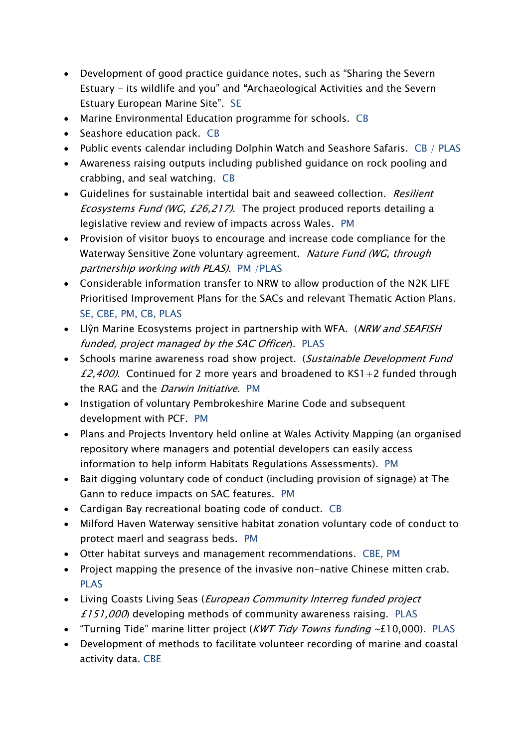- Development of good practice guidance notes, such as "Sharing the Severn Estuary - its wildlife and you" and "Archaeological Activities and the Severn Estuary European Marine Site". SE
- Marine Environmental Education programme for schools. CB
- Seashore education pack. CB
- Public events calendar including Dolphin Watch and Seashore Safaris. CB / PLAS
- Awareness raising outputs including published guidance on rock pooling and crabbing, and seal watching. CB
- Guidelines for sustainable intertidal bait and seaweed collection. *Resilient Ecosystems Fund (WG, £26,217)*. The project produced reports detailing a legislative review and review of impacts across Wales. PM
- Provision of visitor buoys to encourage and increase code compliance for the Waterway Sensitive Zone voluntary agreement. *Nature Fund (WG, through partnership working with PLAS)*. PM /PLAS
- Considerable information transfer to NRW to allow production of the N2K LIFE Prioritised Improvement Plans for the SACs and relevant Thematic Action Plans. SE, CBE, PM, CB, PLAS
- Llŷn Marine Ecosystems project in partnership with WFA. (*NRW and SEAFISH funded, project managed by the SAC Officer*). PLAS
- Schools marine awareness road show project. (*Sustainable Development Fund £2,400)*. Continued for 2 more years and broadened to KS1+2 funded through the RAG and the *Darwin Initiative*. PM
- Instigation of voluntary Pembrokeshire Marine Code and subsequent development with PCF. PM
- Plans and Projects Inventory held online at Wales Activity Mapping (an organised repository where managers and potential developers can easily access information to help inform Habitats Regulations Assessments). PM
- Bait digging voluntary code of conduct (including provision of signage) at The Gann to reduce impacts on SAC features. PM
- Cardigan Bay recreational boating code of conduct. CB
- Milford Haven Waterway sensitive habitat zonation voluntary code of conduct to protect maerl and seagrass beds. PM
- Otter habitat surveys and management recommendations. CBE, PM
- Project mapping the presence of the invasive non-native Chinese mitten crab. PLAS
- Living Coasts Living Seas (*European Community Interreg funded project £151,000*) developing methods of community awareness raising. PLAS
- "Turning Tide" marine litter project (*KWT Tidy Towns funding* ~£10,000). PLAS
- Development of methods to facilitate volunteer recording of marine and coastal activity data. CBE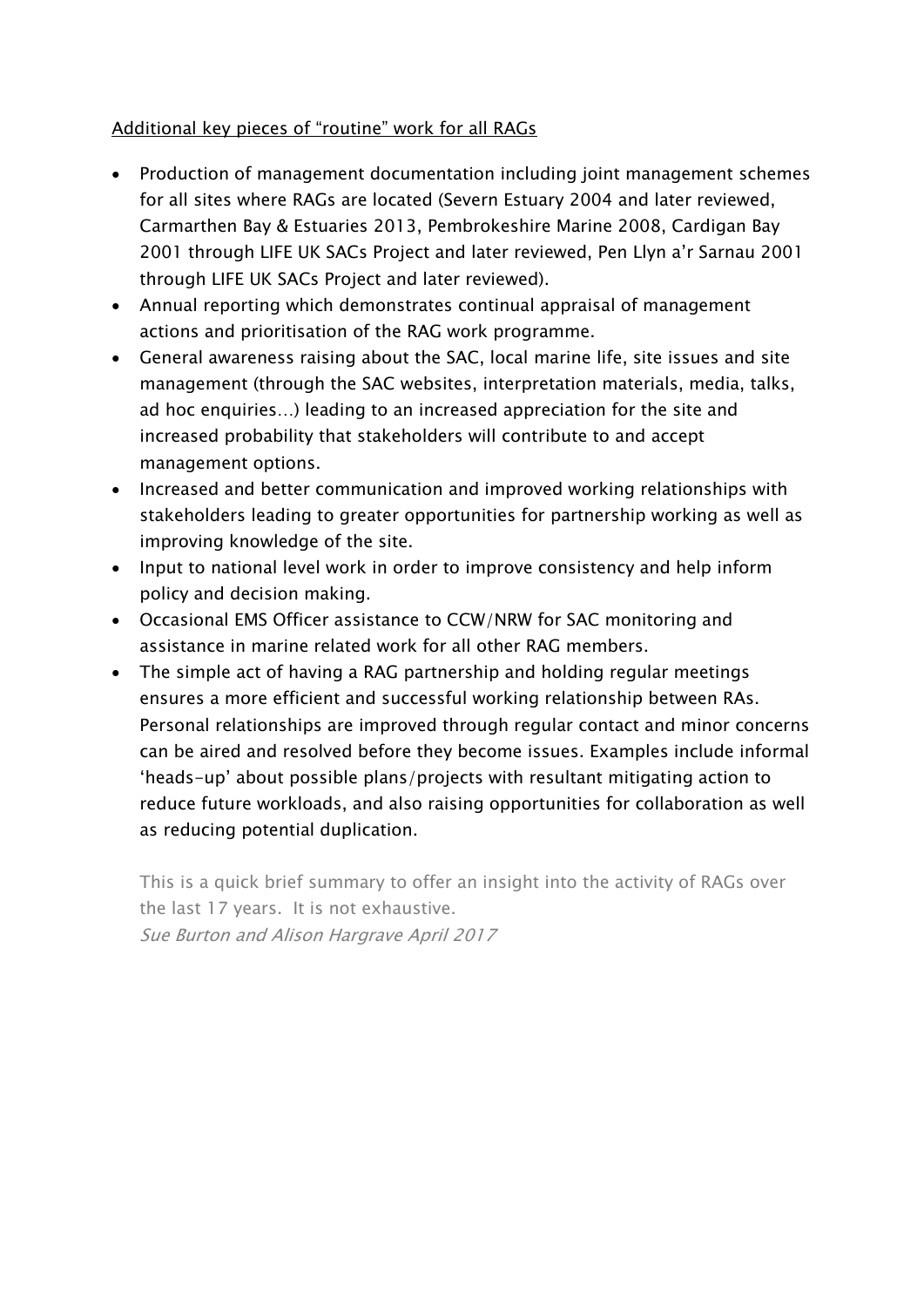Additional key pieces of "routine" work for all RAGs

- Production of management documentation including joint management schemes for all sites where RAGs are located (Severn Estuary 2004 and later reviewed, Carmarthen Bay & Estuaries 2013, Pembrokeshire Marine 2008, Cardigan Bay 2001 through LIFE UK SACs Project and later reviewed, Pen Llyn a'r Sarnau 2001 through LIFE UK SACs Project and later reviewed).
- Annual reporting which demonstrates continual appraisal of management actions and prioritisation of the RAG work programme.
- General awareness raising about the SAC, local marine life, site issues and site management (through the SAC websites, interpretation materials, media, talks, ad hoc enquiries…) leading to an increased appreciation for the site and increased probability that stakeholders will contribute to and accept management options.
- Increased and better communication and improved working relationships with stakeholders leading to greater opportunities for partnership working as well as improving knowledge of the site.
- Input to national level work in order to improve consistency and help inform policy and decision making.
- Occasional EMS Officer assistance to CCW/NRW for SAC monitoring and assistance in marine related work for all other RAG members.
- The simple act of having a RAG partnership and holding regular meetings ensures a more efficient and successful working relationship between RAs. Personal relationships are improved through regular contact and minor concerns can be aired and resolved before they become issues. Examples include informal 'heads-up' about possible plans/projects with resultant mitigating action to reduce future workloads, and also raising opportunities for collaboration as well as reducing potential duplication.

This is a quick brief summary to offer an insight into the activity of RAGs over the last 17 years. It is not exhaustive.
*Sue Burton and Alison Hargrave April 2017*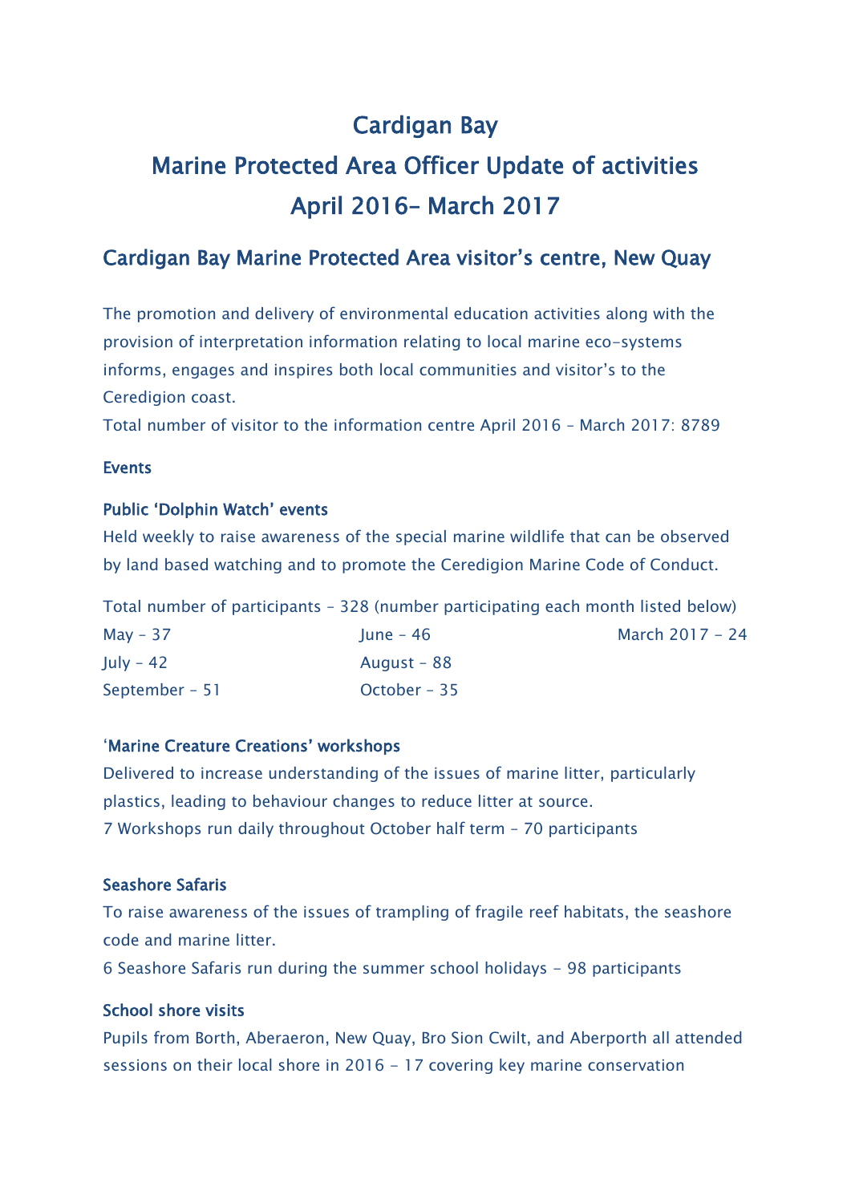# Cardigan Bay

# Marine Protected Area Officer Update of activities

# April 2016– March 2017

## Cardigan Bay Marine Protected Area visitor's centre, New Quay

The promotion and delivery of environmental education activities along with the provision of interpretation information relating to local marine eco-systems informs, engages and inspires both local communities and visitor's to the Ceredigion coast.

Total number of visitor to the information centre April 2016 – March 2017: 8789

### Events

#### Public 'Dolphin Watch' events

Held weekly to raise awareness of the special marine wildlife that can be observed by land based watching and to promote the Ceredigion Marine Code of Conduct.

Total number of participants – 328 (number participating each month listed below)

| | | |
|---|---|---|
| May – 37 | June – 46 | March 2017 – 24 |
| July – 42 | August – 88 | |
| September – 51 | October – 35 | |

#### 'Marine Creature Creations' workshops

Delivered to increase understanding of the issues of marine litter, particularly plastics, leading to behaviour changes to reduce litter at source.

7 Workshops run daily throughout October half term – 70 participants

#### Seashore Safaris

To raise awareness of the issues of trampling of fragile reef habitats, the seashore code and marine litter.

6 Seashore Safaris run during the summer school holidays – 98 participants

#### School shore visits

Pupils from Borth, Aberaeron, New Quay, Bro Sion Cwilt, and Aberporth all attended sessions on their local shore in 2016 – 17 covering key marine conservation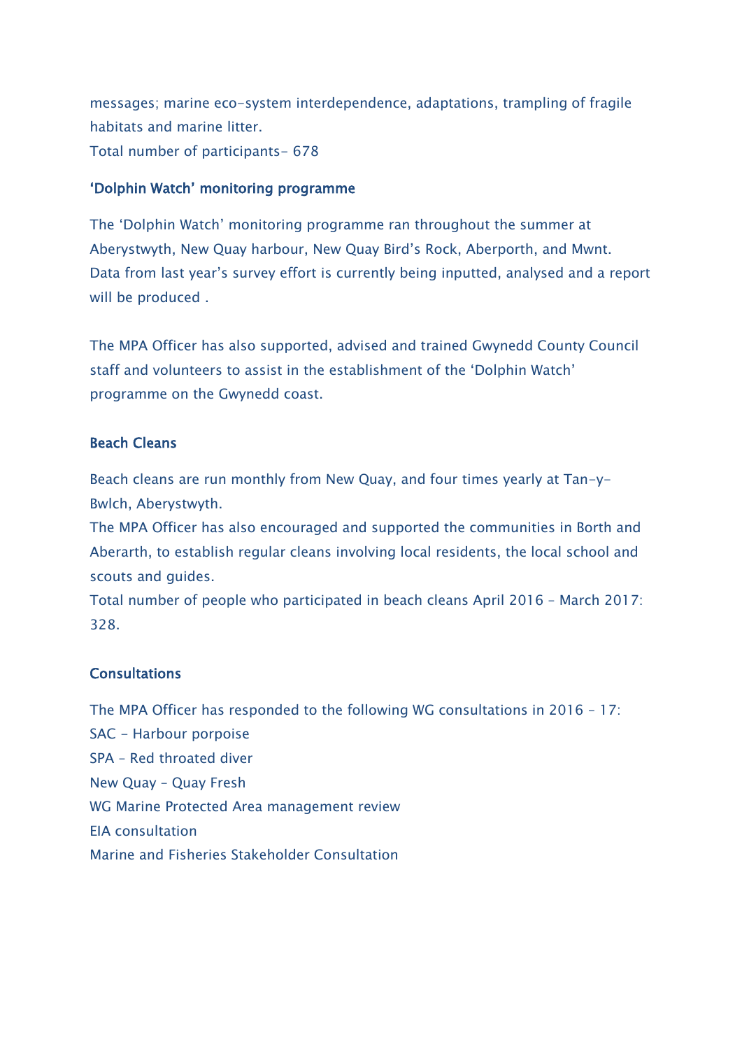messages; marine eco-system interdependence, adaptations, trampling of fragile habitats and marine litter.

Total number of participants- 678

### 'Dolphin Watch' monitoring programme

The 'Dolphin Watch' monitoring programme ran throughout the summer at Aberystwyth, New Quay harbour, New Quay Bird's Rock, Aberporth, and Mwnt. Data from last year's survey effort is currently being inputted, analysed and a report will be produced .

The MPA Officer has also supported, advised and trained Gwynedd County Council staff and volunteers to assist in the establishment of the 'Dolphin Watch' programme on the Gwynedd coast.

### Beach Cleans

Beach cleans are run monthly from New Quay, and four times yearly at Tan-y-Bwlch, Aberystwyth.

The MPA Officer has also encouraged and supported the communities in Borth and Aberarth, to establish regular cleans involving local residents, the local school and scouts and guides.

Total number of people who participated in beach cleans April 2016 – March 2017: 328.

### Consultations

The MPA Officer has responded to the following WG consultations in 2016 – 17:

SAC – Harbour porpoise

SPA – Red throated diver

New Quay – Quay Fresh

WG Marine Protected Area management review

EIA consultation

Marine and Fisheries Stakeholder Consultation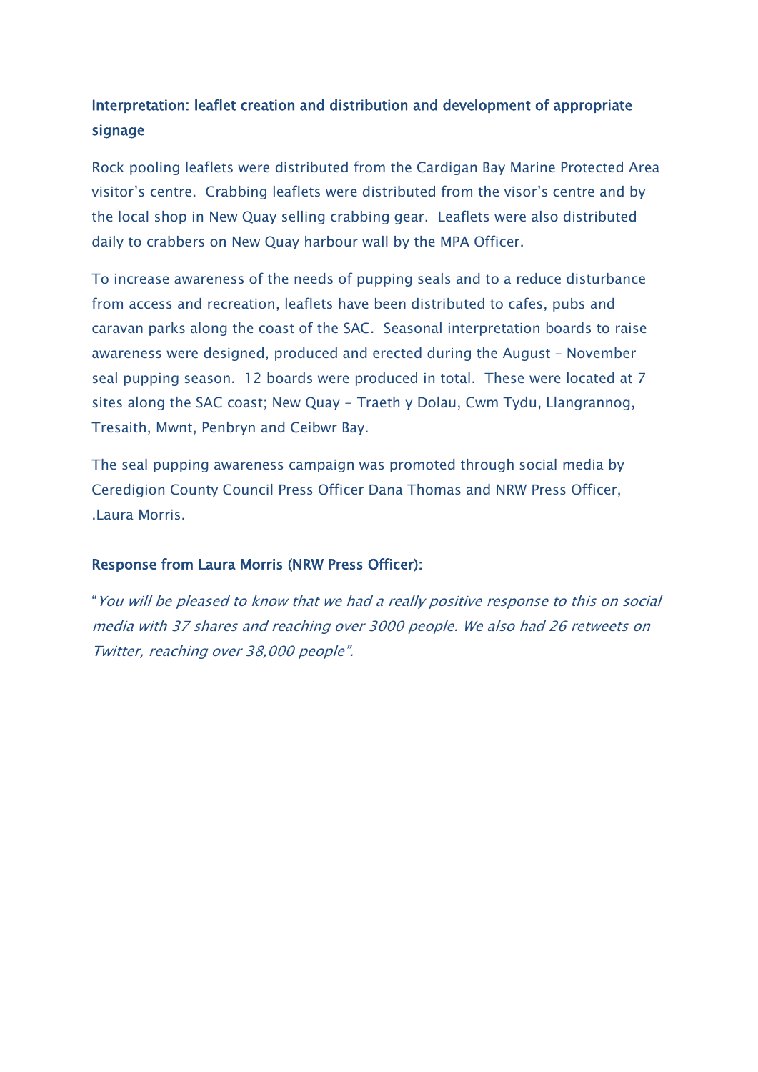### Interpretation: leaflet creation and distribution and development of appropriate signage

Rock pooling leaflets were distributed from the Cardigan Bay Marine Protected Area visitor's centre. Crabbing leaflets were distributed from the visor's centre and by the local shop in New Quay selling crabbing gear. Leaflets were also distributed daily to crabbers on New Quay harbour wall by the MPA Officer.

To increase awareness of the needs of pupping seals and to a reduce disturbance from access and recreation, leaflets have been distributed to cafes, pubs and caravan parks along the coast of the SAC. Seasonal interpretation boards to raise awareness were designed, produced and erected during the August – November seal pupping season. 12 boards were produced in total. These were located at 7 sites along the SAC coast; New Quay - Traeth y Dolau, Cwm Tydu, Llangrannog, Tresaith, Mwnt, Penbryn and Ceibwr Bay.

The seal pupping awareness campaign was promoted through social media by Ceredigion County Council Press Officer Dana Thomas and NRW Press Officer, .Laura Morris.

### Response from Laura Morris (NRW Press Officer):

"*You will be pleased to know that we had a really positive response to this on social media with 37 shares and reaching over 3000 people. We also had 26 retweets on Twitter, reaching over 38,000 people".*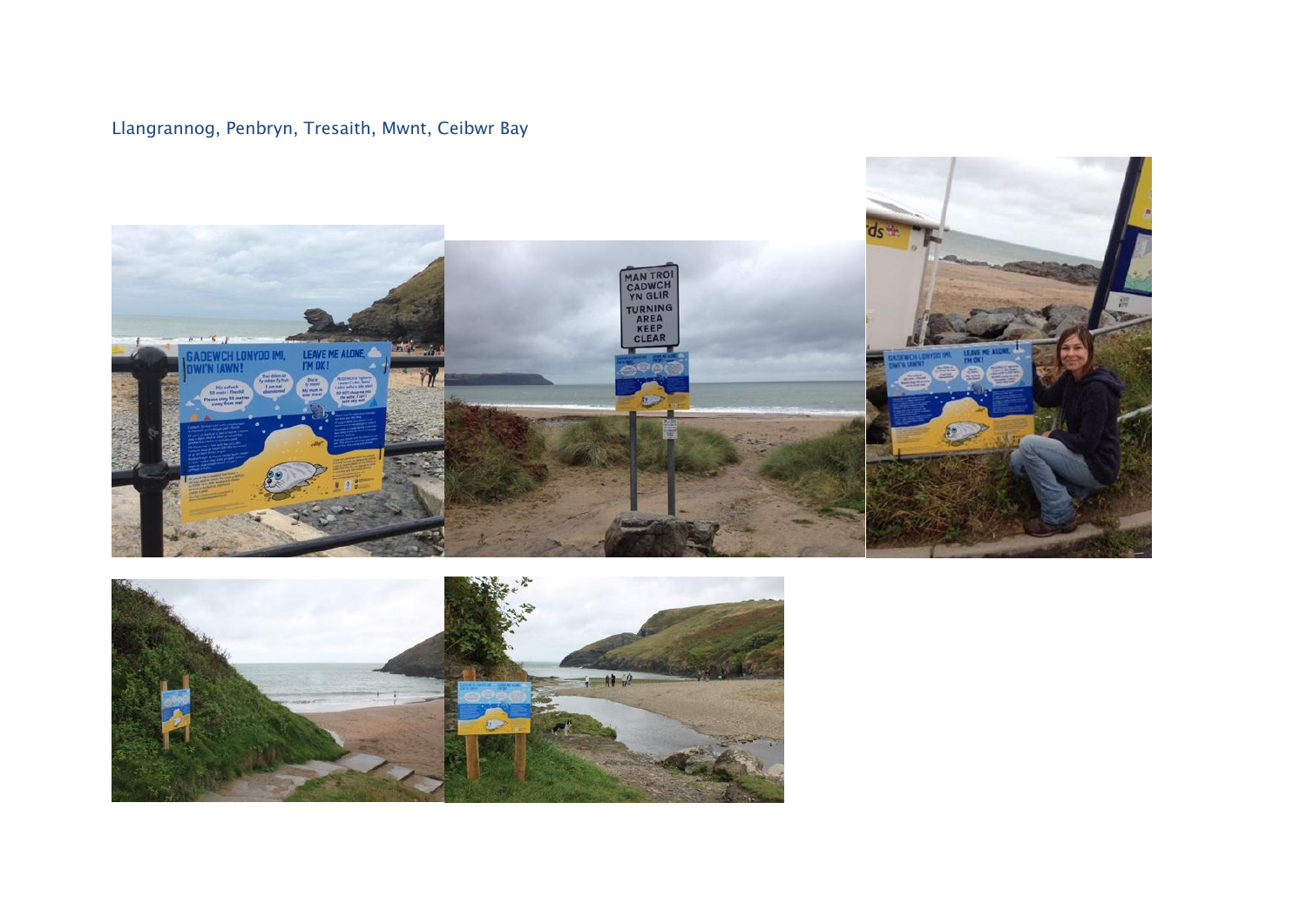Llangrannog, Penbryn, Tresaith, Mwnt, Ceibwr Bay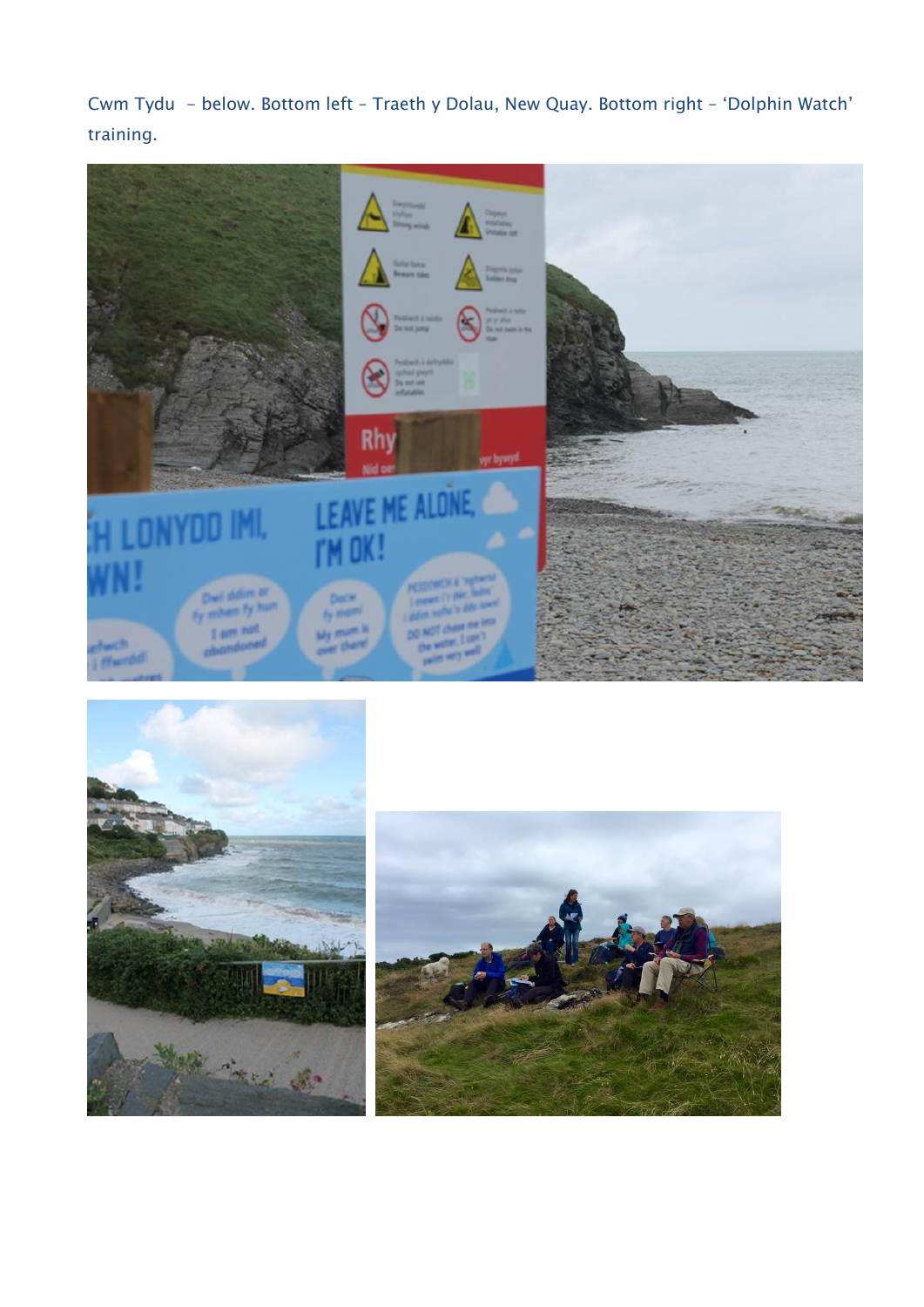Cwm Tydu - below. Bottom left – Traeth y Dolau, New Quay. Bottom right – 'Dolphin Watch' training.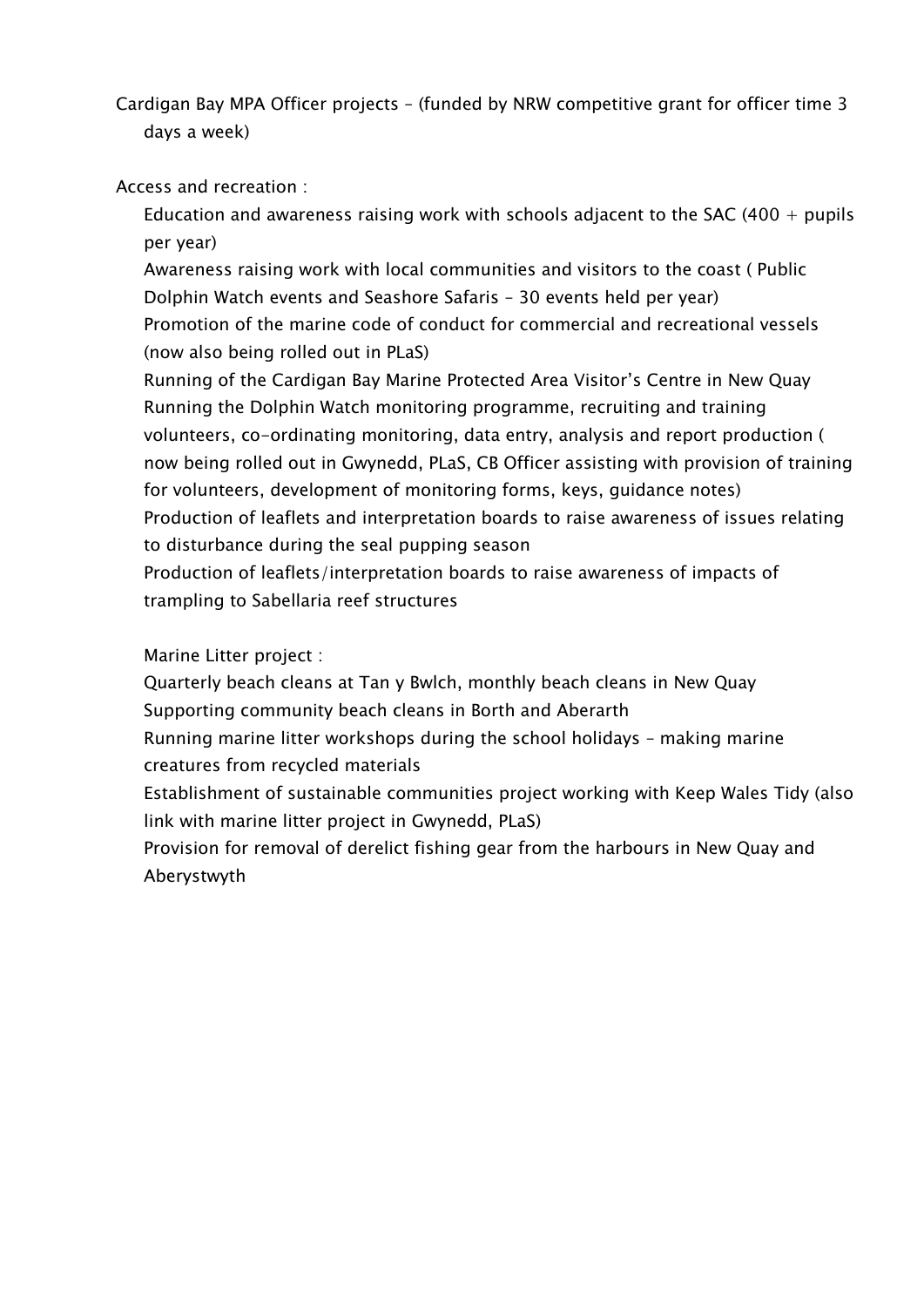Cardigan Bay MPA Officer projects – (funded by NRW competitive grant for officer time 3 days a week)

Access and recreation :

- Education and awareness raising work with schools adjacent to the SAC (400 + pupils per year)
- Awareness raising work with local communities and visitors to the coast ( Public Dolphin Watch events and Seashore Safaris – 30 events held per year)
- Promotion of the marine code of conduct for commercial and recreational vessels (now also being rolled out in PLaS)
- Running of the Cardigan Bay Marine Protected Area Visitor's Centre in New Quay
- Running the Dolphin Watch monitoring programme, recruiting and training volunteers, co-ordinating monitoring, data entry, analysis and report production ( now being rolled out in Gwynedd, PLaS, CB Officer assisting with provision of training for volunteers, development of monitoring forms, keys, guidance notes)
- Production of leaflets and interpretation boards to raise awareness of issues relating to disturbance during the seal pupping season
- Production of leaflets/interpretation boards to raise awareness of impacts of trampling to Sabellaria reef structures

Marine Litter project :

- Quarterly beach cleans at Tan y Bwlch, monthly beach cleans in New Quay
- Supporting community beach cleans in Borth and Aberarth
- Running marine litter workshops during the school holidays – making marine creatures from recycled materials
- Establishment of sustainable communities project working with Keep Wales Tidy (also link with marine litter project in Gwynedd, PLaS)
- Provision for removal of derelict fishing gear from the harbours in New Quay and Aberystwyth